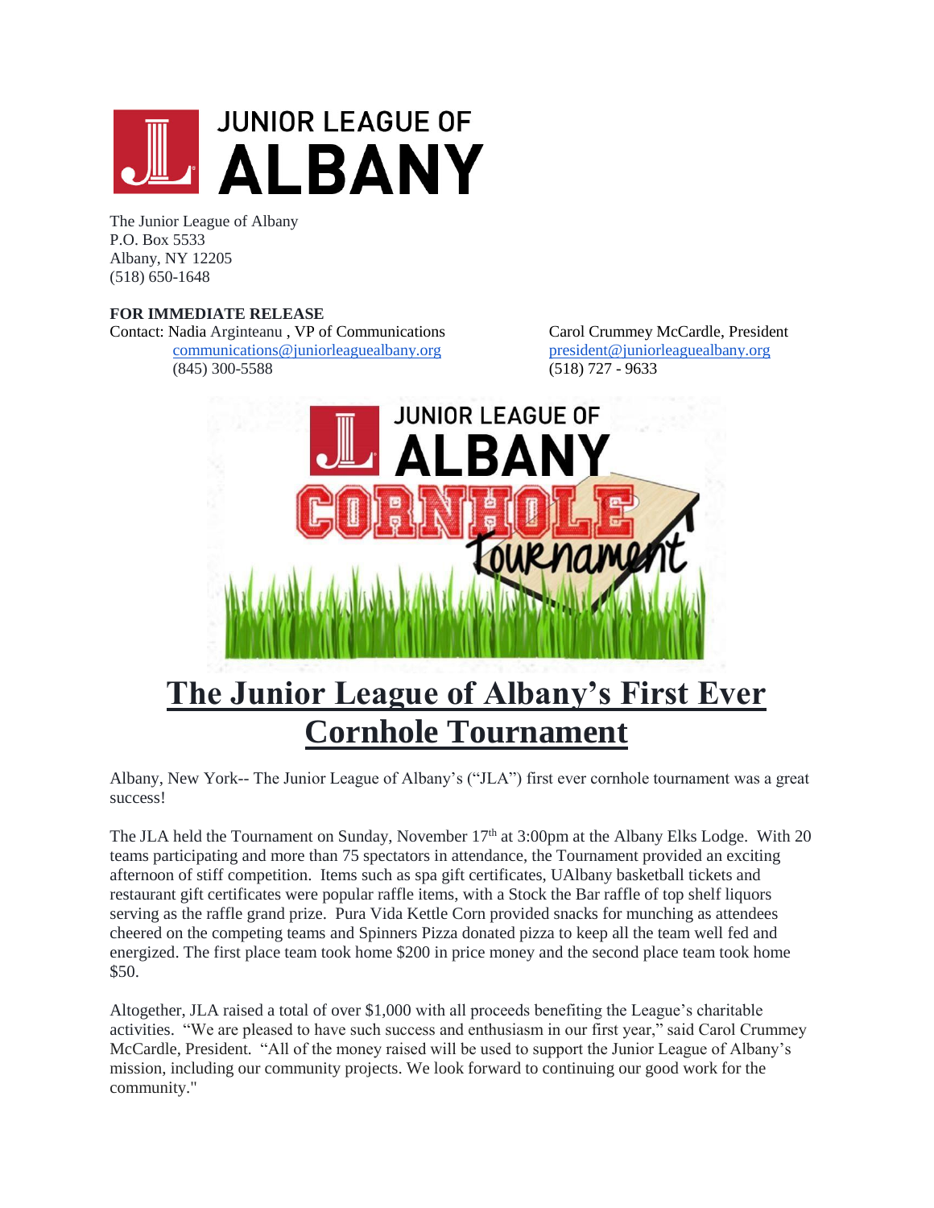The Junior League of Albany
P.O. Box 5533
Albany, NY 12205
(518) 650-1648

**FOR IMMEDIATE RELEASE**

Contact: Nadia Arginteanu , VP of Communications
communications@juniorleaguealbany.org
(845) 300-5588

Carol Crummey McCardle, President
president@juniorleaguealbany.org
(518) 727 - 9633

# The Junior League of Albany's First Ever Cornhole Tournament

Albany, New York-- The Junior League of Albany's ("JLA") first ever cornhole tournament was a great success!

The JLA held the Tournament on Sunday, November 17th at 3:00pm at the Albany Elks Lodge. With 20 teams participating and more than 75 spectators in attendance, the Tournament provided an exciting afternoon of stiff competition. Items such as spa gift certificates, UAlbany basketball tickets and restaurant gift certificates were popular raffle items, with a Stock the Bar raffle of top shelf liquors serving as the raffle grand prize. Pura Vida Kettle Corn provided snacks for munching as attendees cheered on the competing teams and Spinners Pizza donated pizza to keep all the team well fed and energized. The first place team took home $200 in price money and the second place team took home $50.

Altogether, JLA raised a total of over $1,000 with all proceeds benefiting the League's charitable activities. "We are pleased to have such success and enthusiasm in our first year," said Carol Crummey McCardle, President. "All of the money raised will be used to support the Junior League of Albany's mission, including our community projects. We look forward to continuing our good work for the community."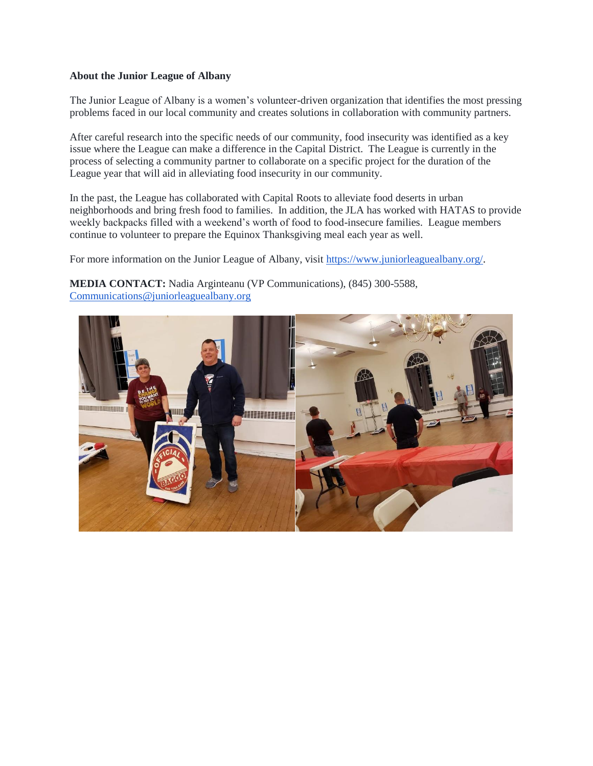**About the Junior League of Albany**

The Junior League of Albany is a women's volunteer-driven organization that identifies the most pressing problems faced in our local community and creates solutions in collaboration with community partners.

After careful research into the specific needs of our community, food insecurity was identified as a key issue where the League can make a difference in the Capital District. The League is currently in the process of selecting a community partner to collaborate on a specific project for the duration of the League year that will aid in alleviating food insecurity in our community.

In the past, the League has collaborated with Capital Roots to alleviate food deserts in urban neighborhoods and bring fresh food to families. In addition, the JLA has worked with HATAS to provide weekly backpacks filled with a weekend's worth of food to food-insecure families. League members continue to volunteer to prepare the Equinox Thanksgiving meal each year as well.

For more information on the Junior League of Albany, visit https://www.juniorleaguealbany.org/.

**MEDIA CONTACT:** Nadia Arginteanu (VP Communications), (845) 300-5588, Communications@juniorleaguealbany.org